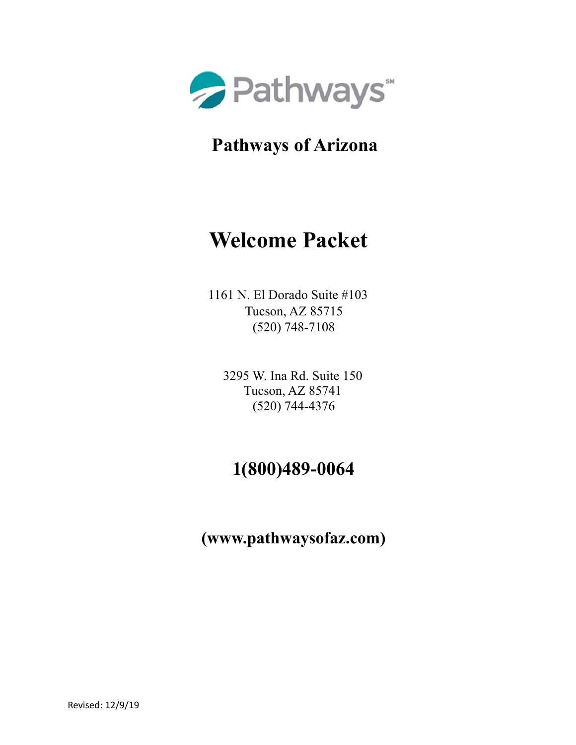Pathways℠

# Pathways of Arizona

# Welcome Packet

1161 N. El Dorado Suite #103
Tucson, AZ 85715
(520) 748-7108

3295 W. Ina Rd. Suite 150
Tucson, AZ 85741
(520) 744-4376

## 1(800)489-0064

## (www.pathwaysofaz.com)

Revised: 12/9/19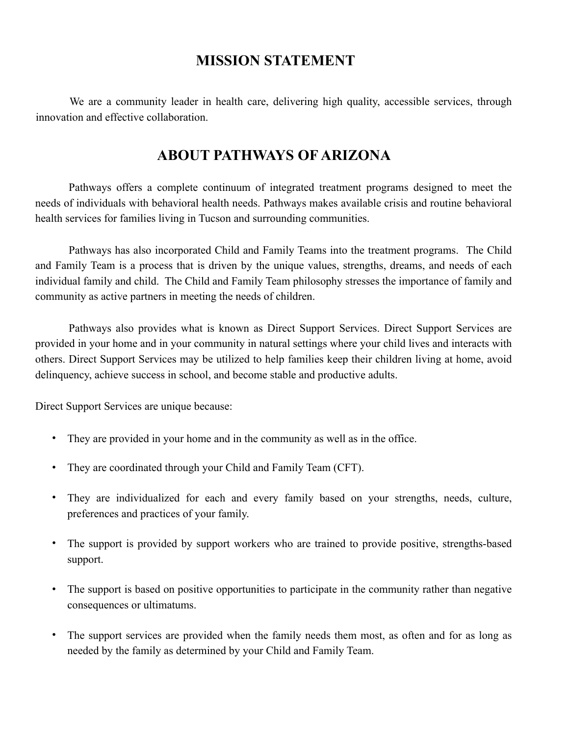## MISSION STATEMENT

We are a community leader in health care, delivering high quality, accessible services, through innovation and effective collaboration.

## ABOUT PATHWAYS OF ARIZONA

Pathways offers a complete continuum of integrated treatment programs designed to meet the needs of individuals with behavioral health needs. Pathways makes available crisis and routine behavioral health services for families living in Tucson and surrounding communities.

Pathways has also incorporated Child and Family Teams into the treatment programs. The Child and Family Team is a process that is driven by the unique values, strengths, dreams, and needs of each individual family and child. The Child and Family Team philosophy stresses the importance of family and community as active partners in meeting the needs of children.

Pathways also provides what is known as Direct Support Services. Direct Support Services are provided in your home and in your community in natural settings where your child lives and interacts with others. Direct Support Services may be utilized to help families keep their children living at home, avoid delinquency, achieve success in school, and become stable and productive adults.

Direct Support Services are unique because:

- They are provided in your home and in the community as well as in the office.
- They are coordinated through your Child and Family Team (CFT).
- They are individualized for each and every family based on your strengths, needs, culture, preferences and practices of your family.
- The support is provided by support workers who are trained to provide positive, strengths-based support.
- The support is based on positive opportunities to participate in the community rather than negative consequences or ultimatums.
- The support services are provided when the family needs them most, as often and for as long as needed by the family as determined by your Child and Family Team.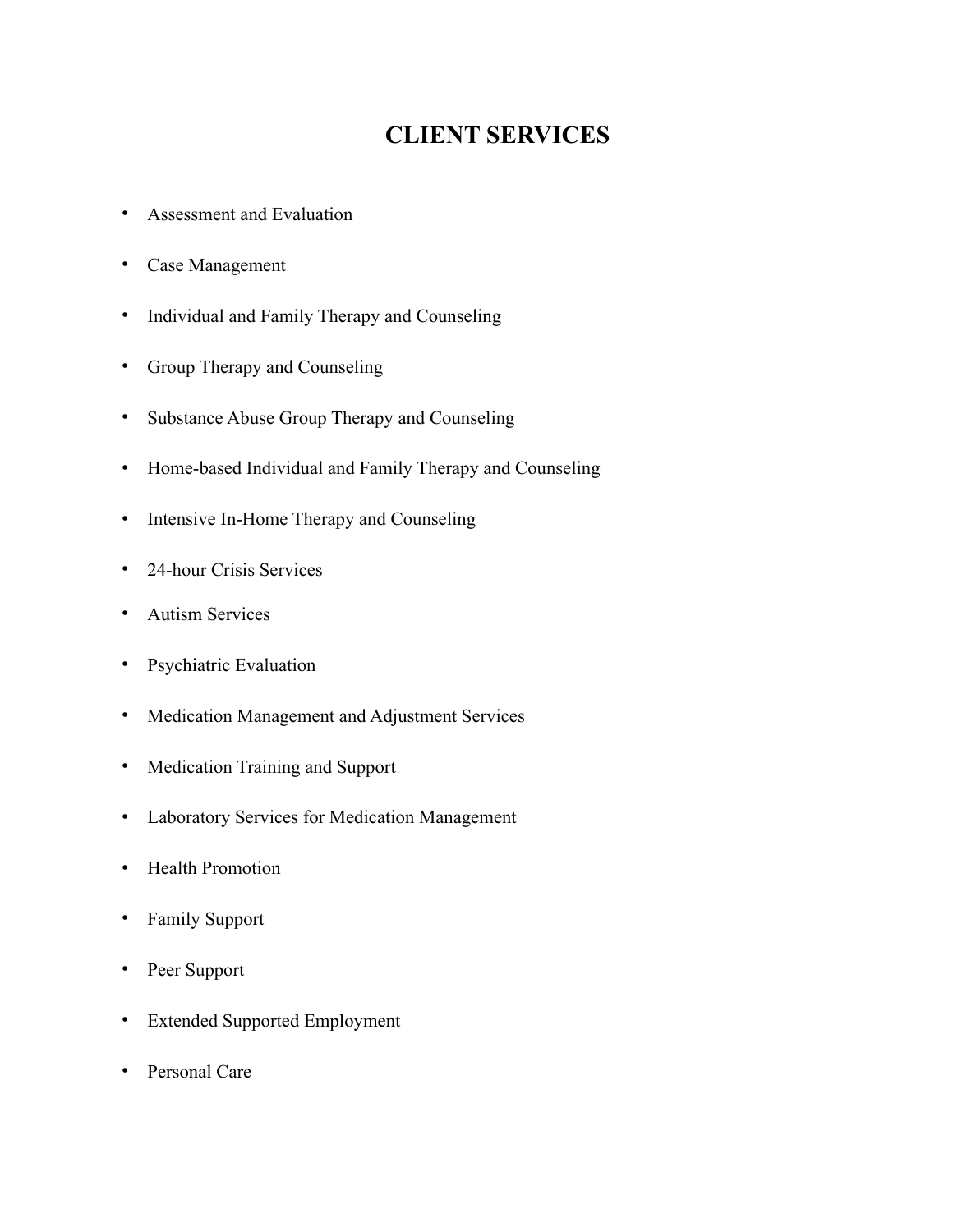# CLIENT SERVICES

- Assessment and Evaluation
- Case Management
- Individual and Family Therapy and Counseling
- Group Therapy and Counseling
- Substance Abuse Group Therapy and Counseling
- Home-based Individual and Family Therapy and Counseling
- Intensive In-Home Therapy and Counseling
- 24-hour Crisis Services
- Autism Services
- Psychiatric Evaluation
- Medication Management and Adjustment Services
- Medication Training and Support
- Laboratory Services for Medication Management
- Health Promotion
- Family Support
- Peer Support
- Extended Supported Employment
- Personal Care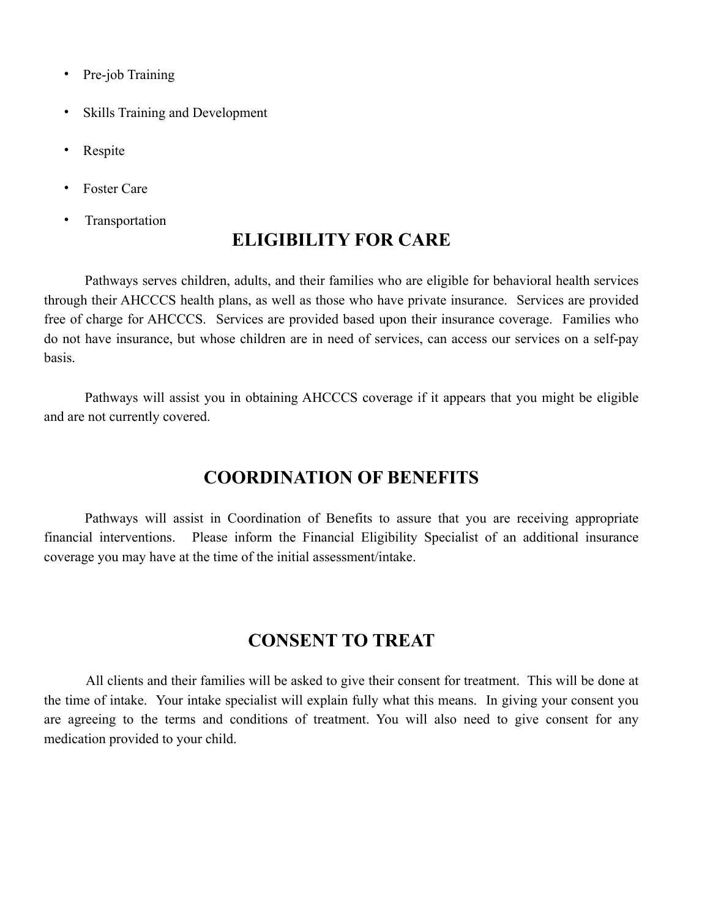- Pre-job Training
- Skills Training and Development
- Respite
- Foster Care
- Transportation

## ELIGIBILITY FOR CARE

Pathways serves children, adults, and their families who are eligible for behavioral health services through their AHCCCS health plans, as well as those who have private insurance. Services are provided free of charge for AHCCCS. Services are provided based upon their insurance coverage. Families who do not have insurance, but whose children are in need of services, can access our services on a self-pay basis.

Pathways will assist you in obtaining AHCCCS coverage if it appears that you might be eligible and are not currently covered.

## COORDINATION OF BENEFITS

Pathways will assist in Coordination of Benefits to assure that you are receiving appropriate financial interventions. Please inform the Financial Eligibility Specialist of an additional insurance coverage you may have at the time of the initial assessment/intake.

## CONSENT TO TREAT

All clients and their families will be asked to give their consent for treatment. This will be done at the time of intake. Your intake specialist will explain fully what this means. In giving your consent you are agreeing to the terms and conditions of treatment. You will also need to give consent for any medication provided to your child.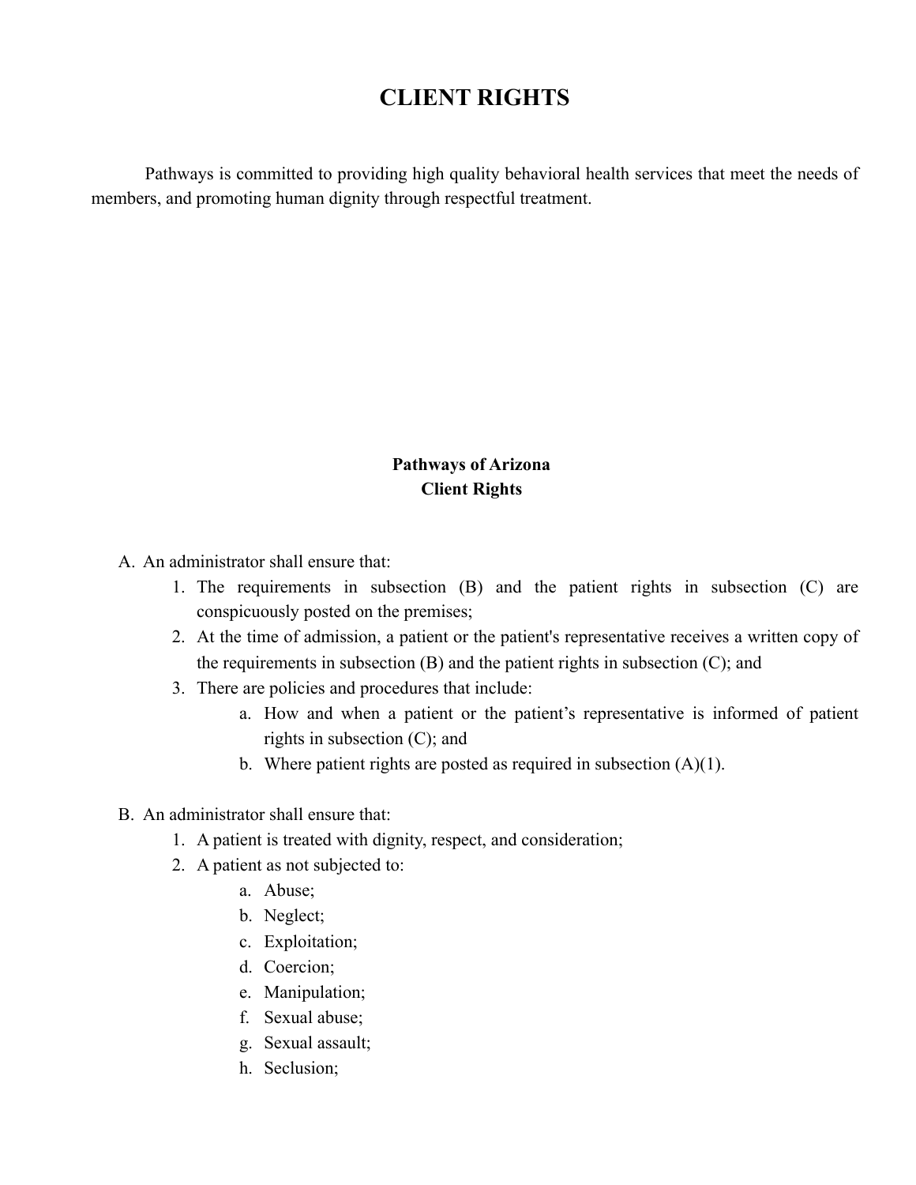# CLIENT RIGHTS

Pathways is committed to providing high quality behavioral health services that meet the needs of members, and promoting human dignity through respectful treatment.

**Pathways of Arizona**
**Client Rights**

A. An administrator shall ensure that:
   1. The requirements in subsection (B) and the patient rights in subsection (C) are conspicuously posted on the premises;
   2. At the time of admission, a patient or the patient's representative receives a written copy of the requirements in subsection (B) and the patient rights in subsection (C); and
   3. There are policies and procedures that include:
      a. How and when a patient or the patient's representative is informed of patient rights in subsection (C); and
      b. Where patient rights are posted as required in subsection (A)(1).

B. An administrator shall ensure that:
   1. A patient is treated with dignity, respect, and consideration;
   2. A patient as not subjected to:
      a. Abuse;
      b. Neglect;
      c. Exploitation;
      d. Coercion;
      e. Manipulation;
      f. Sexual abuse;
      g. Sexual assault;
      h. Seclusion;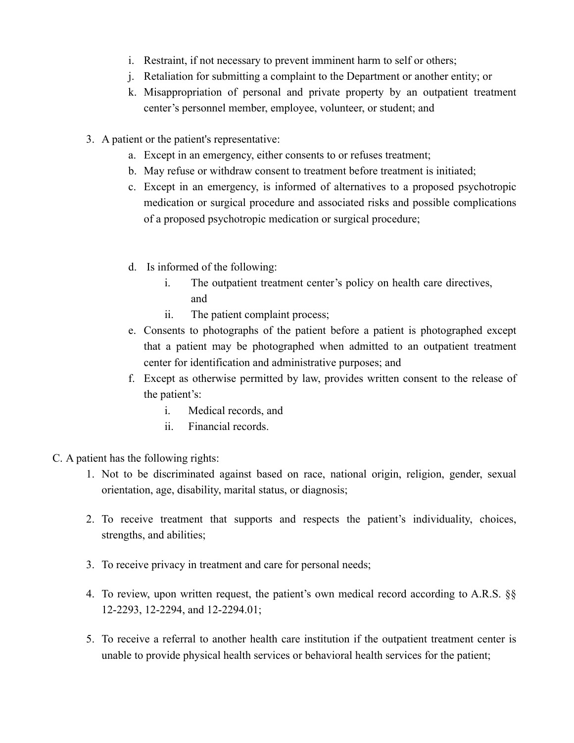i. Restraint, if not necessary to prevent imminent harm to self or others;
j. Retaliation for submitting a complaint to the Department or another entity; or
k. Misappropriation of personal and private property by an outpatient treatment center's personnel member, employee, volunteer, or student; and

3. A patient or the patient's representative:
   a. Except in an emergency, either consents to or refuses treatment;
   b. May refuse or withdraw consent to treatment before treatment is initiated;
   c. Except in an emergency, is informed of alternatives to a proposed psychotropic medication or surgical procedure and associated risks and possible complications of a proposed psychotropic medication or surgical procedure;
   d. Is informed of the following:
      i. The outpatient treatment center's policy on health care directives, and
      ii. The patient complaint process;
   e. Consents to photographs of the patient before a patient is photographed except that a patient may be photographed when admitted to an outpatient treatment center for identification and administrative purposes; and
   f. Except as otherwise permitted by law, provides written consent to the release of the patient's:
      i. Medical records, and
      ii. Financial records.

C. A patient has the following rights:

1. Not to be discriminated against based on race, national origin, religion, gender, sexual orientation, age, disability, marital status, or diagnosis;

2. To receive treatment that supports and respects the patient's individuality, choices, strengths, and abilities;

3. To receive privacy in treatment and care for personal needs;

4. To review, upon written request, the patient's own medical record according to A.R.S. §§ 12-2293, 12-2294, and 12-2294.01;

5. To receive a referral to another health care institution if the outpatient treatment center is unable to provide physical health services or behavioral health services for the patient;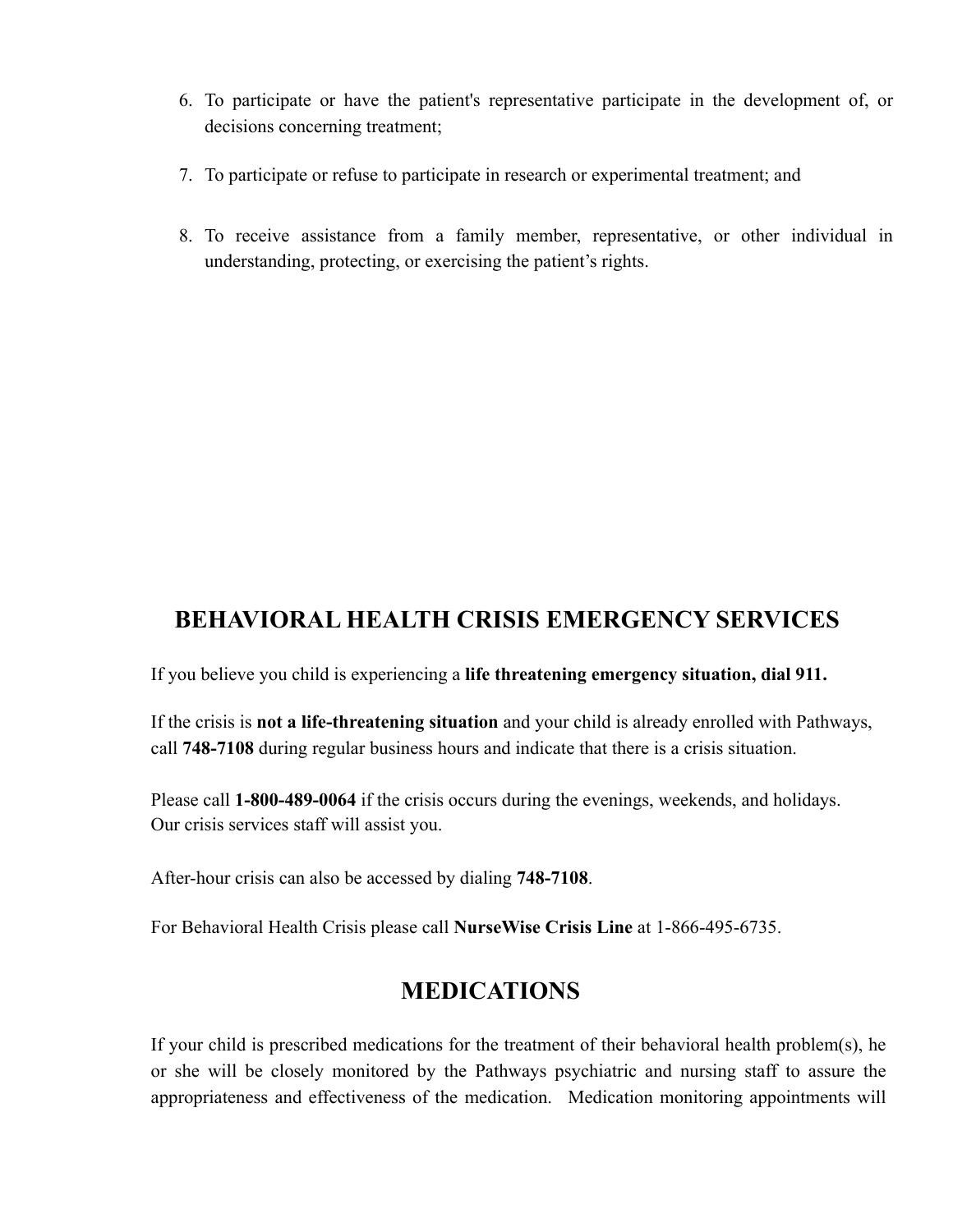6. To participate or have the patient's representative participate in the development of, or decisions concerning treatment;

7. To participate or refuse to participate in research or experimental treatment; and

8. To receive assistance from a family member, representative, or other individual in understanding, protecting, or exercising the patient's rights.

## BEHAVIORAL HEALTH CRISIS EMERGENCY SERVICES

If you believe you child is experiencing a **life threatening emergency situation, dial 911.**

If the crisis is **not a life-threatening situation** and your child is already enrolled with Pathways, call **748-7108** during regular business hours and indicate that there is a crisis situation.

Please call **1-800-489-0064** if the crisis occurs during the evenings, weekends, and holidays. Our crisis services staff will assist you.

After-hour crisis can also be accessed by dialing **748-7108**.

For Behavioral Health Crisis please call **NurseWise Crisis Line** at 1-866-495-6735.

## MEDICATIONS

If your child is prescribed medications for the treatment of their behavioral health problem(s), he or she will be closely monitored by the Pathways psychiatric and nursing staff to assure the appropriateness and effectiveness of the medication. Medication monitoring appointments will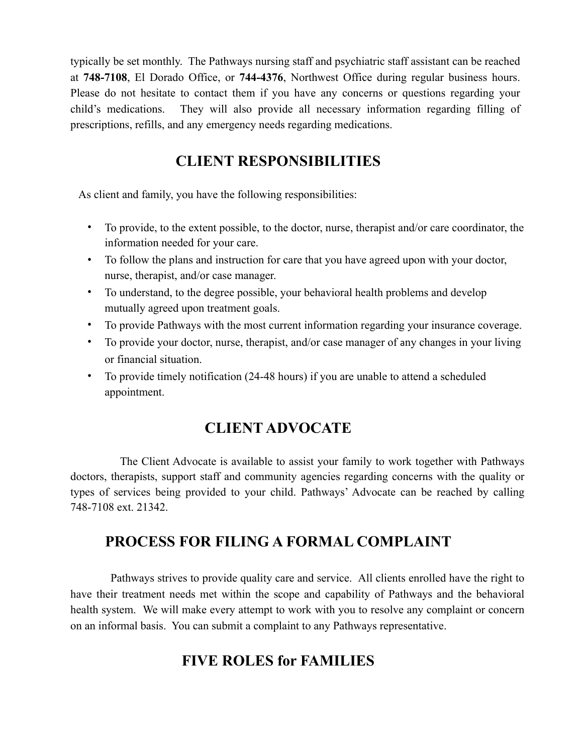typically be set monthly. The Pathways nursing staff and psychiatric staff assistant can be reached at **748-7108**, El Dorado Office, or **744-4376**, Northwest Office during regular business hours. Please do not hesitate to contact them if you have any concerns or questions regarding your child's medications. They will also provide all necessary information regarding filling of prescriptions, refills, and any emergency needs regarding medications.

## CLIENT RESPONSIBILITIES

As client and family, you have the following responsibilities:

- To provide, to the extent possible, to the doctor, nurse, therapist and/or care coordinator, the information needed for your care.
- To follow the plans and instruction for care that you have agreed upon with your doctor, nurse, therapist, and/or case manager.
- To understand, to the degree possible, your behavioral health problems and develop mutually agreed upon treatment goals.
- To provide Pathways with the most current information regarding your insurance coverage.
- To provide your doctor, nurse, therapist, and/or case manager of any changes in your living or financial situation.
- To provide timely notification (24-48 hours) if you are unable to attend a scheduled appointment.

## CLIENT ADVOCATE

The Client Advocate is available to assist your family to work together with Pathways doctors, therapists, support staff and community agencies regarding concerns with the quality or types of services being provided to your child. Pathways' Advocate can be reached by calling 748-7108 ext. 21342.

## PROCESS FOR FILING A FORMAL COMPLAINT

Pathways strives to provide quality care and service. All clients enrolled have the right to have their treatment needs met within the scope and capability of Pathways and the behavioral health system. We will make every attempt to work with you to resolve any complaint or concern on an informal basis. You can submit a complaint to any Pathways representative.

## FIVE ROLES for FAMILIES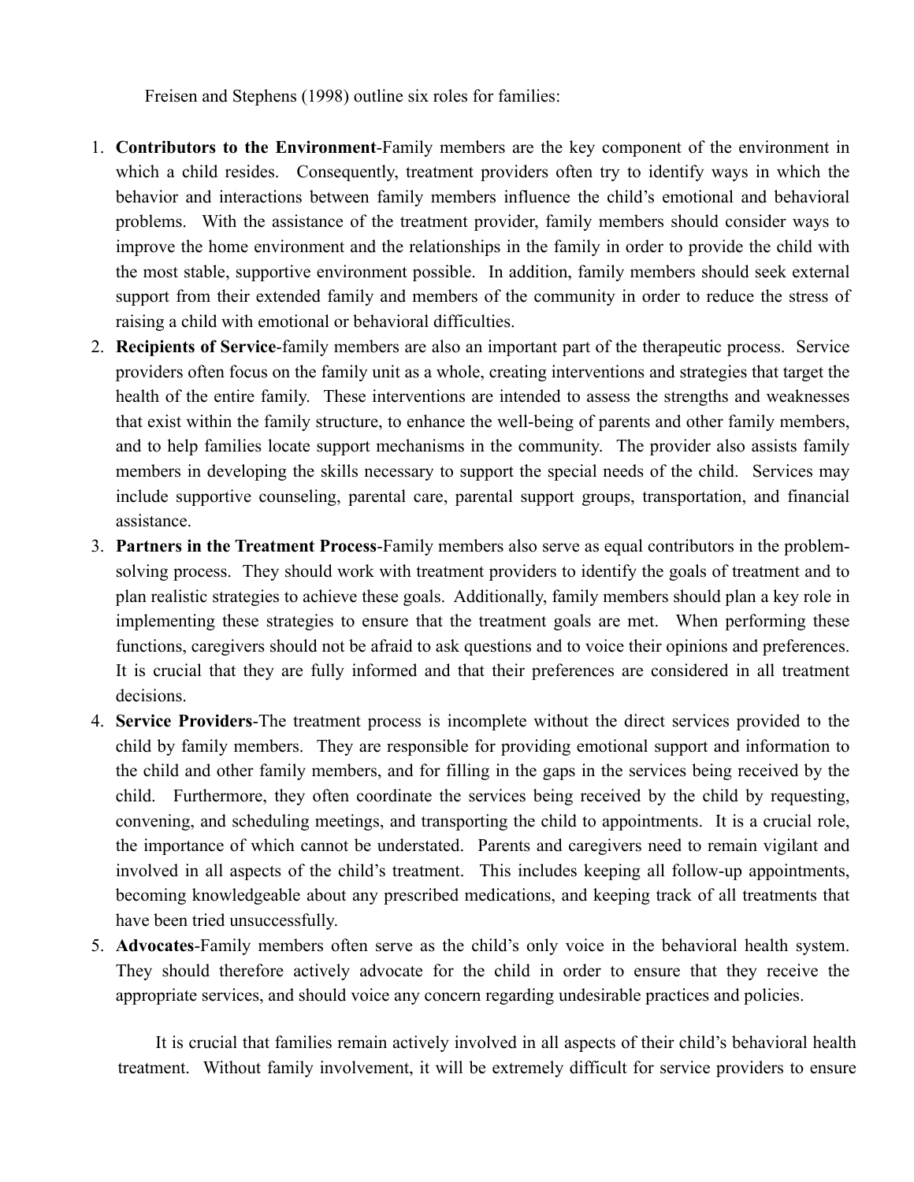Freisen and Stephens (1998) outline six roles for families:

1. **Contributors to the Environment**-Family members are the key component of the environment in which a child resides. Consequently, treatment providers often try to identify ways in which the behavior and interactions between family members influence the child's emotional and behavioral problems. With the assistance of the treatment provider, family members should consider ways to improve the home environment and the relationships in the family in order to provide the child with the most stable, supportive environment possible. In addition, family members should seek external support from their extended family and members of the community in order to reduce the stress of raising a child with emotional or behavioral difficulties.
2. **Recipients of Service**-family members are also an important part of the therapeutic process. Service providers often focus on the family unit as a whole, creating interventions and strategies that target the health of the entire family. These interventions are intended to assess the strengths and weaknesses that exist within the family structure, to enhance the well-being of parents and other family members, and to help families locate support mechanisms in the community. The provider also assists family members in developing the skills necessary to support the special needs of the child. Services may include supportive counseling, parental care, parental support groups, transportation, and financial assistance.
3. **Partners in the Treatment Process**-Family members also serve as equal contributors in the problem-solving process. They should work with treatment providers to identify the goals of treatment and to plan realistic strategies to achieve these goals. Additionally, family members should plan a key role in implementing these strategies to ensure that the treatment goals are met. When performing these functions, caregivers should not be afraid to ask questions and to voice their opinions and preferences. It is crucial that they are fully informed and that their preferences are considered in all treatment decisions.
4. **Service Providers**-The treatment process is incomplete without the direct services provided to the child by family members. They are responsible for providing emotional support and information to the child and other family members, and for filling in the gaps in the services being received by the child. Furthermore, they often coordinate the services being received by the child by requesting, convening, and scheduling meetings, and transporting the child to appointments. It is a crucial role, the importance of which cannot be understated. Parents and caregivers need to remain vigilant and involved in all aspects of the child's treatment. This includes keeping all follow-up appointments, becoming knowledgeable about any prescribed medications, and keeping track of all treatments that have been tried unsuccessfully.
5. **Advocates**-Family members often serve as the child's only voice in the behavioral health system. They should therefore actively advocate for the child in order to ensure that they receive the appropriate services, and should voice any concern regarding undesirable practices and policies.

It is crucial that families remain actively involved in all aspects of their child's behavioral health treatment. Without family involvement, it will be extremely difficult for service providers to ensure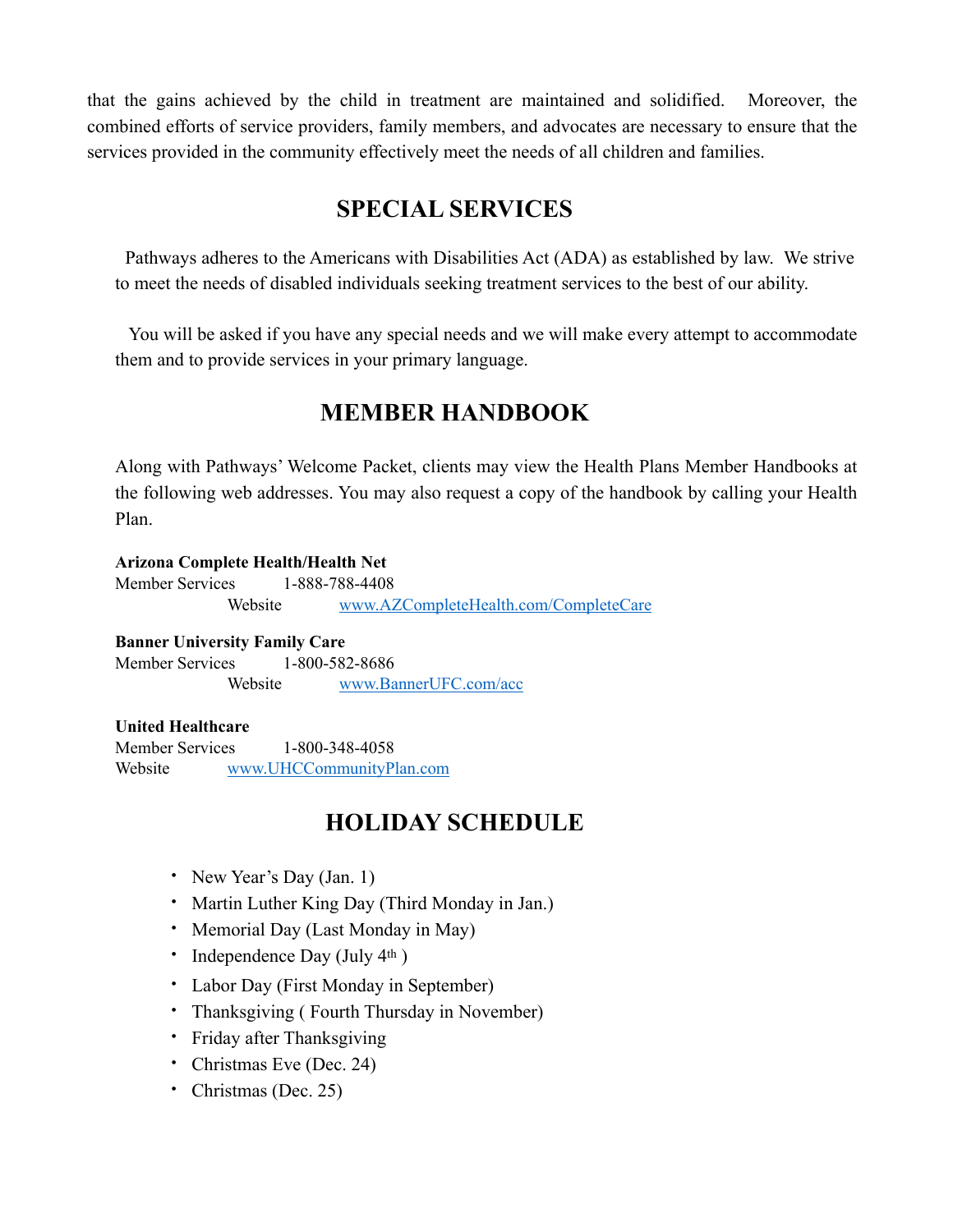that the gains achieved by the child in treatment are maintained and solidified. Moreover, the combined efforts of service providers, family members, and advocates are necessary to ensure that the services provided in the community effectively meet the needs of all children and families.

## SPECIAL SERVICES

Pathways adheres to the Americans with Disabilities Act (ADA) as established by law. We strive to meet the needs of disabled individuals seeking treatment services to the best of our ability.

You will be asked if you have any special needs and we will make every attempt to accommodate them and to provide services in your primary language.

## MEMBER HANDBOOK

Along with Pathways' Welcome Packet, clients may view the Health Plans Member Handbooks at the following web addresses. You may also request a copy of the handbook by calling your Health Plan.

**Arizona Complete Health/Health Net**
Member Services 1-888-788-4408
Website [www.AZCompleteHealth.com/CompleteCare](http://www.AZCompleteHealth.com/CompleteCare)

**Banner University Family Care**
Member Services 1-800-582-8686
Website [www.BannerUFC.com/acc](http://www.BannerUFC.com/acc)

**United Healthcare**
Member Services 1-800-348-4058
Website [www.UHCCommunityPlan.com](http://www.UHCCommunityPlan.com)

## HOLIDAY SCHEDULE

- New Year's Day (Jan. 1)
- Martin Luther King Day (Third Monday in Jan.)
- Memorial Day (Last Monday in May)
- Independence Day (July 4th )
- Labor Day (First Monday in September)
- Thanksgiving ( Fourth Thursday in November)
- Friday after Thanksgiving
- Christmas Eve (Dec. 24)
- Christmas (Dec. 25)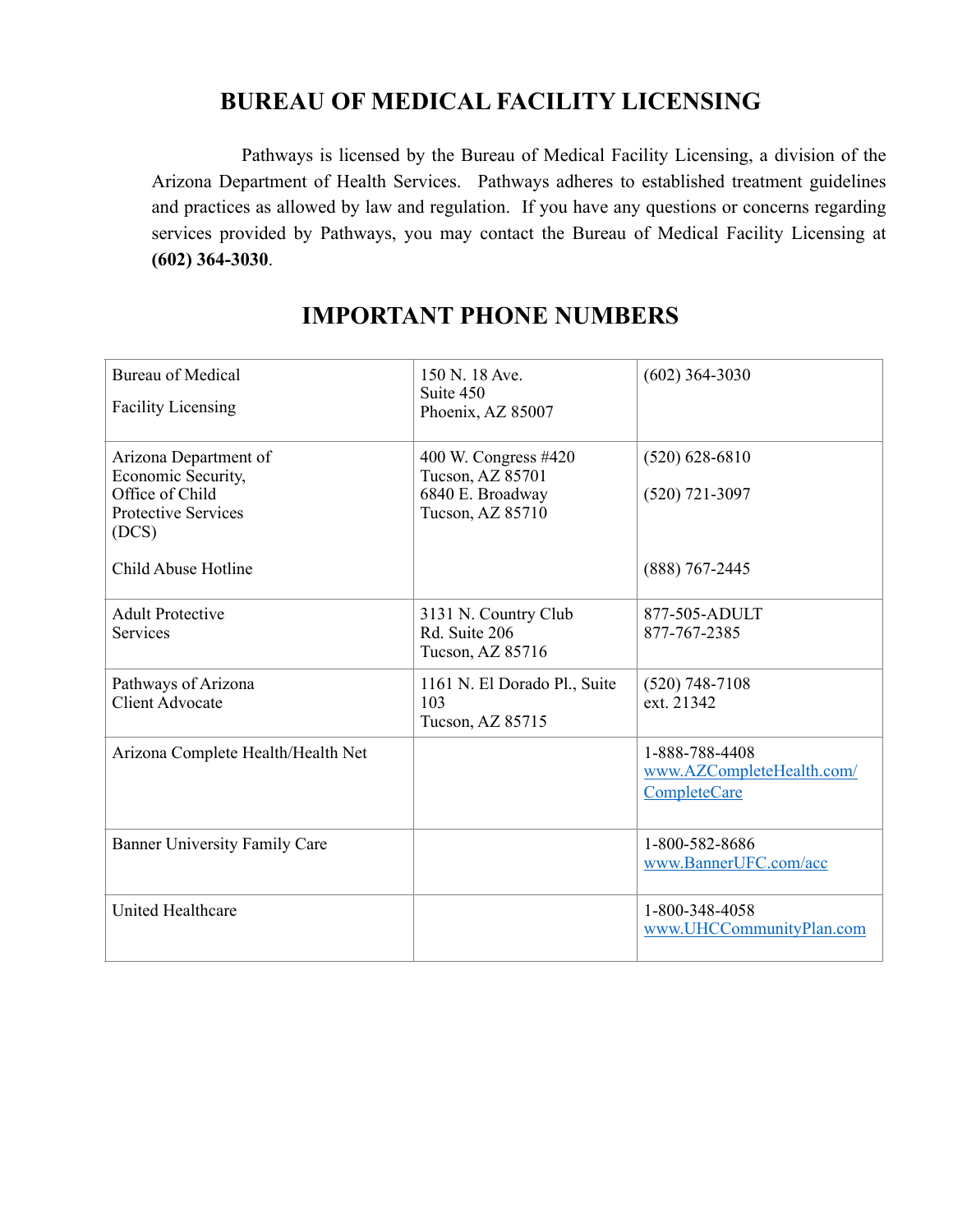# BUREAU OF MEDICAL FACILITY LICENSING

Pathways is licensed by the Bureau of Medical Facility Licensing, a division of the Arizona Department of Health Services. Pathways adheres to established treatment guidelines and practices as allowed by law and regulation. If you have any questions or concerns regarding services provided by Pathways, you may contact the Bureau of Medical Facility Licensing at **(602) 364-3030**.

# IMPORTANT PHONE NUMBERS

| | | |
|---|---|---|
| Bureau of Medical Facility Licensing | 150 N. 18 Ave. Suite 450 Phoenix, AZ 85007 | (602) 364-3030 |
| Arizona Department of Economic Security, Office of Child Protective Services (DCS)<br><br>Child Abuse Hotline | 400 W. Congress #420 Tucson, AZ 85701<br>6840 E. Broadway Tucson, AZ 85710 | (520) 628-6810<br>(520) 721-3097<br><br>(888) 767-2445 |
| Adult Protective Services | 3131 N. Country Club Rd. Suite 206 Tucson, AZ 85716 | 877-505-ADULT<br>877-767-2385 |
| Pathways of Arizona Client Advocate | 1161 N. El Dorado Pl., Suite 103 Tucson, AZ 85715 | (520) 748-7108 ext. 21342 |
| Arizona Complete Health/Health Net | | 1-888-788-4408<br>www.AZCompleteHealth.com/CompleteCare |
| Banner University Family Care | | 1-800-582-8686<br>www.BannerUFC.com/acc |
| United Healthcare | | 1-800-348-4058<br>www.UHCCommunityPlan.com |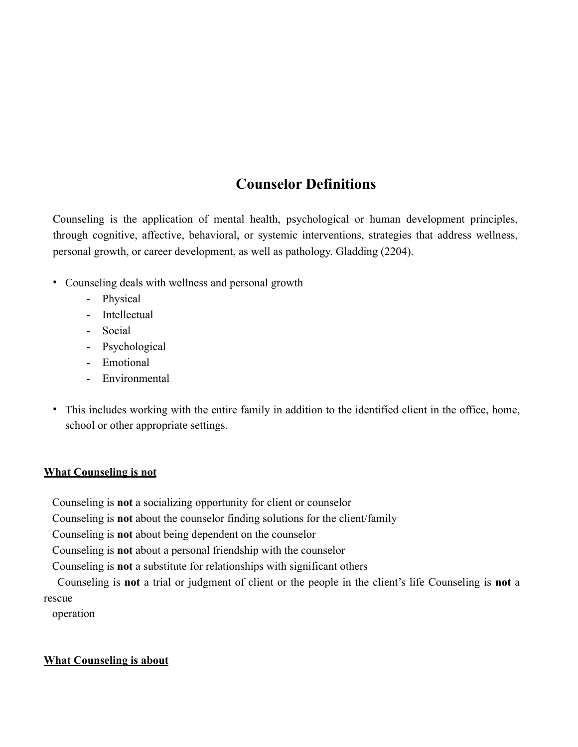# Counselor Definitions

Counseling is the application of mental health, psychological or human development principles, through cognitive, affective, behavioral, or systemic interventions, strategies that address wellness, personal growth, or career development, as well as pathology. Gladding (2204).

- Counseling deals with wellness and personal growth
  - Physical
  - Intellectual
  - Social
  - Psychological
  - Emotional
  - Environmental
- This includes working with the entire family in addition to the identified client in the office, home, school or other appropriate settings.

**What Counseling is not**

Counseling is **not** a socializing opportunity for client or counselor
Counseling is **not** about the counselor finding solutions for the client/family
Counseling is **not** about being dependent on the counselor
Counseling is **not** about a personal friendship with the counselor
Counseling is **not** a substitute for relationships with significant others
Counseling is **not** a trial or judgment of client or the people in the client's life Counseling is **not** a rescue
operation

**What Counseling is about**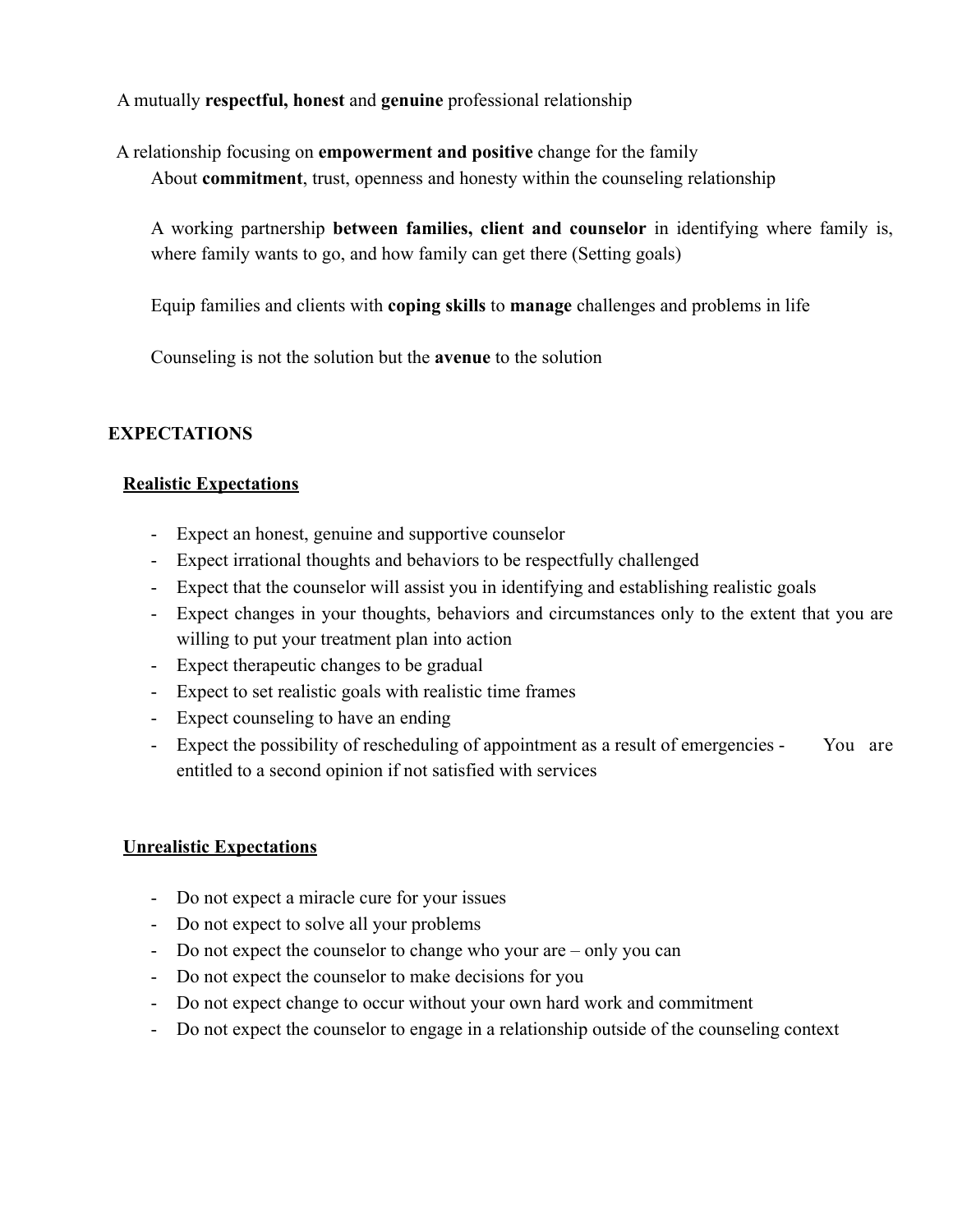A mutually **respectful, honest** and **genuine** professional relationship

A relationship focusing on **empowerment and positive** change for the family

About **commitment**, trust, openness and honesty within the counseling relationship

A working partnership **between families, client and counselor** in identifying where family is, where family wants to go, and how family can get there (Setting goals)

Equip families and clients with **coping skills** to **manage** challenges and problems in life

Counseling is not the solution but the **avenue** to the solution

## EXPECTATIONS

### Realistic Expectations

- Expect an honest, genuine and supportive counselor
- Expect irrational thoughts and behaviors to be respectfully challenged
- Expect that the counselor will assist you in identifying and establishing realistic goals
- Expect changes in your thoughts, behaviors and circumstances only to the extent that you are willing to put your treatment plan into action
- Expect therapeutic changes to be gradual
- Expect to set realistic goals with realistic time frames
- Expect counseling to have an ending
- Expect the possibility of rescheduling of appointment as a result of emergencies - You are entitled to a second opinion if not satisfied with services

### Unrealistic Expectations

- Do not expect a miracle cure for your issues
- Do not expect to solve all your problems
- Do not expect the counselor to change who your are – only you can
- Do not expect the counselor to make decisions for you
- Do not expect change to occur without your own hard work and commitment
- Do not expect the counselor to engage in a relationship outside of the counseling context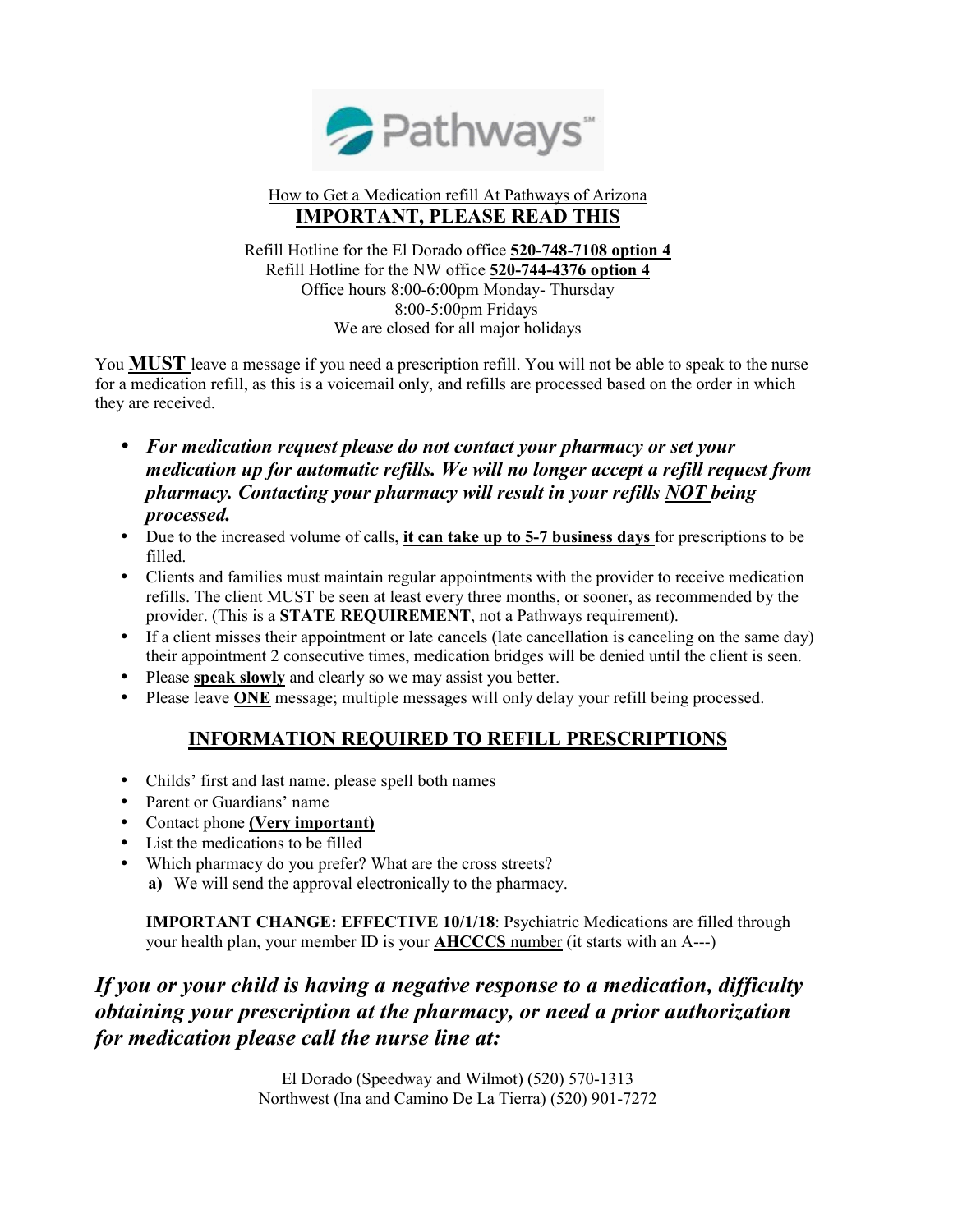Pathways℠

How to Get a Medication refill At Pathways of Arizona

## IMPORTANT, PLEASE READ THIS

Refill Hotline for the El Dorado office **520-748-7108 option 4**
Refill Hotline for the NW office **520-744-4376 option 4**
Office hours 8:00-6:00pm Monday- Thursday
8:00-5:00pm Fridays
We are closed for all major holidays

You **MUST** leave a message if you need a prescription refill. You will not be able to speak to the nurse for a medication refill, as this is a voicemail only, and refills are processed based on the order in which they are received.

- ***For medication request please do not contact your pharmacy or set your medication up for automatic refills. We will no longer accept a refill request from pharmacy. Contacting your pharmacy will result in your refills NOT being processed.***
- Due to the increased volume of calls, **it can take up to 5-7 business days** for prescriptions to be filled.
- Clients and families must maintain regular appointments with the provider to receive medication refills. The client MUST be seen at least every three months, or sooner, as recommended by the provider. (This is a **STATE REQUIREMENT**, not a Pathways requirement).
- If a client misses their appointment or late cancels (late cancellation is canceling on the same day) their appointment 2 consecutive times, medication bridges will be denied until the client is seen.
- Please **speak slowly** and clearly so we may assist you better.
- Please leave **ONE** message; multiple messages will only delay your refill being processed.

## INFORMATION REQUIRED TO REFILL PRESCRIPTIONS

- Childs' first and last name. please spell both names
- Parent or Guardians' name
- Contact phone **(Very important)**
- List the medications to be filled
- Which pharmacy do you prefer? What are the cross streets?
  a) We will send the approval electronically to the pharmacy.

**IMPORTANT CHANGE: EFFECTIVE 10/1/18**: Psychiatric Medications are filled through your health plan, your member ID is your **AHCCCS** number (it starts with an A---)

***If you or your child is having a negative response to a medication, difficulty obtaining your prescription at the pharmacy, or need a prior authorization for medication please call the nurse line at:***

El Dorado (Speedway and Wilmot) (520) 570-1313
Northwest (Ina and Camino De La Tierra) (520) 901-7272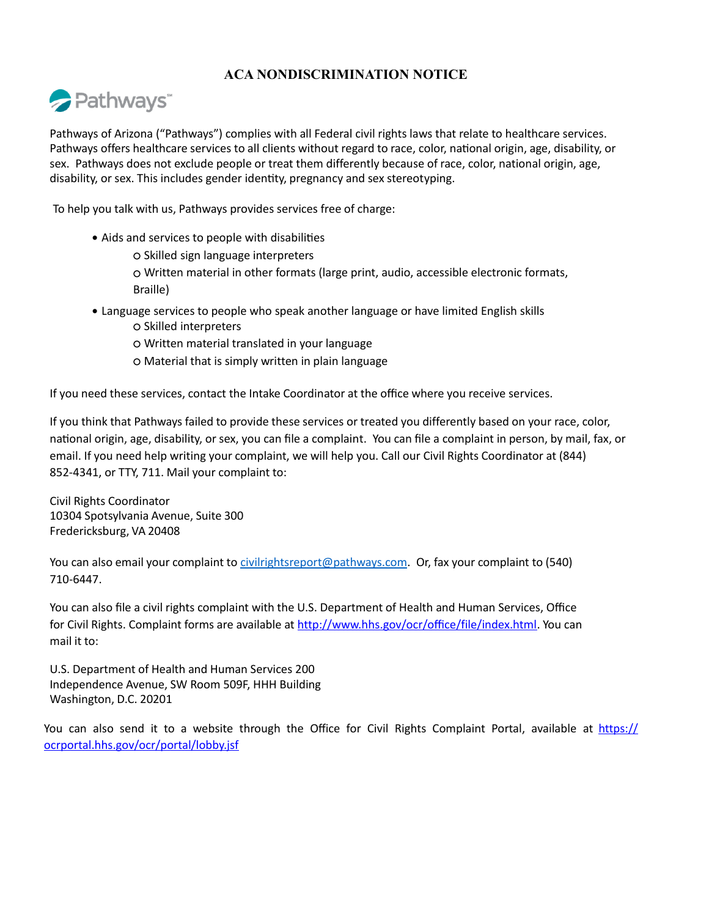# ACA NONDISCRIMINATION NOTICE

Pathways

Pathways of Arizona ("Pathways") complies with all Federal civil rights laws that relate to healthcare services. Pathways offers healthcare services to all clients without regard to race, color, national origin, age, disability, or sex. Pathways does not exclude people or treat them differently because of race, color, national origin, age, disability, or sex. This includes gender identity, pregnancy and sex stereotyping.

To help you talk with us, Pathways provides services free of charge:

- Aids and services to people with disabilities
  - Skilled sign language interpreters
  - Written material in other formats (large print, audio, accessible electronic formats, Braille)
- Language services to people who speak another language or have limited English skills
  - Skilled interpreters
  - Written material translated in your language
  - Material that is simply written in plain language

If you need these services, contact the Intake Coordinator at the office where you receive services.

If you think that Pathways failed to provide these services or treated you differently based on your race, color, national origin, age, disability, or sex, you can file a complaint. You can file a complaint in person, by mail, fax, or email. If you need help writing your complaint, we will help you. Call our Civil Rights Coordinator at (844) 852-4341, or TTY, 711. Mail your complaint to:

Civil Rights Coordinator
10304 Spotsylvania Avenue, Suite 300
Fredericksburg, VA 20408

You can also email your complaint to civilrightsreport@pathways.com. Or, fax your complaint to (540) 710-6447.

You can also file a civil rights complaint with the U.S. Department of Health and Human Services, Office for Civil Rights. Complaint forms are available at http://www.hhs.gov/ocr/office/file/index.html. You can mail it to:

U.S. Department of Health and Human Services 200
Independence Avenue, SW Room 509F, HHH Building
Washington, D.C. 20201

You can also send it to a website through the Office for Civil Rights Complaint Portal, available at https://ocrportal.hhs.gov/ocr/portal/lobby.jsf